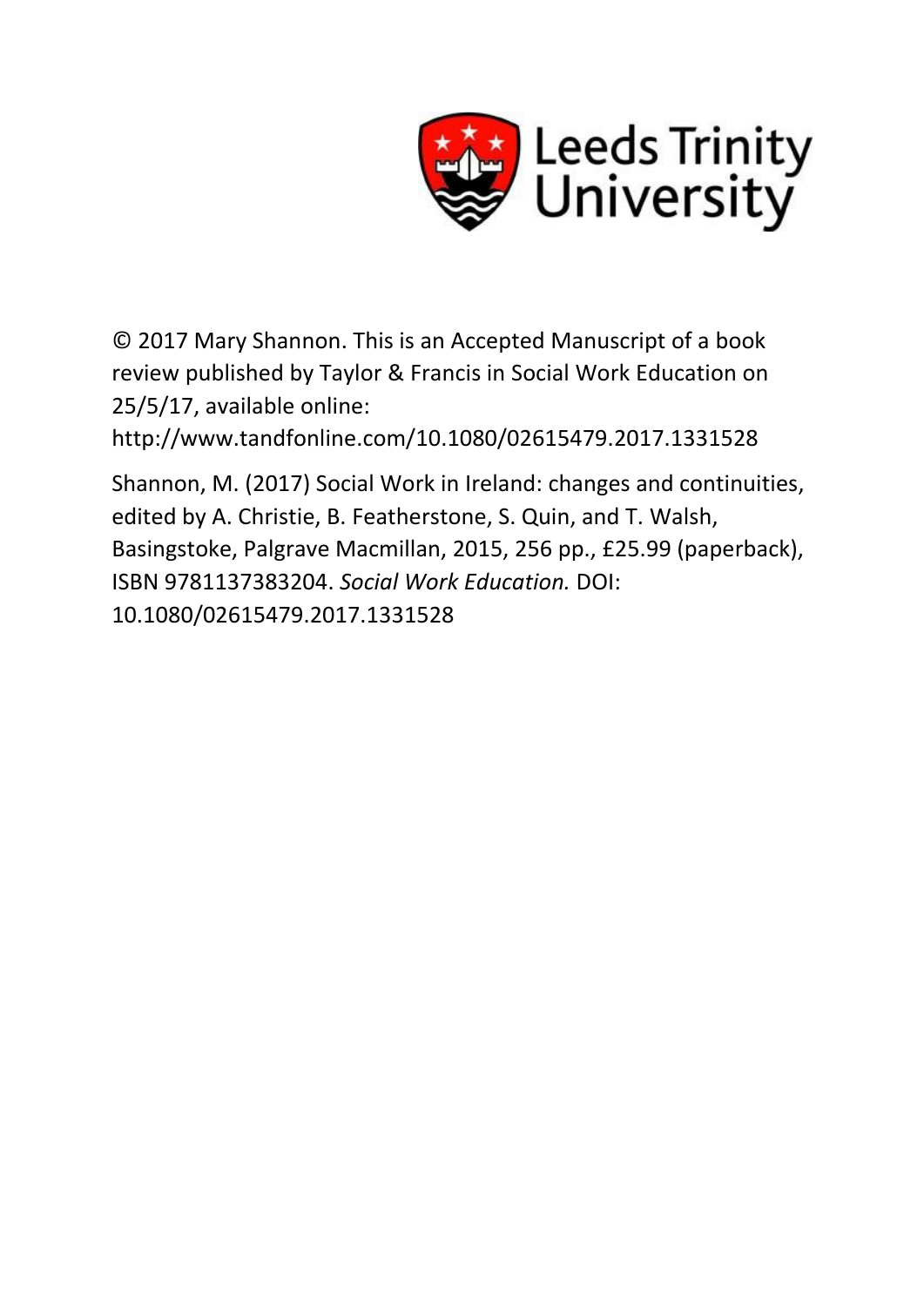Leeds Trinity University

© 2017 Mary Shannon. This is an Accepted Manuscript of a book review published by Taylor & Francis in Social Work Education on 25/5/17, available online: http://www.tandfonline.com/10.1080/02615479.2017.1331528

Shannon, M. (2017) Social Work in Ireland: changes and continuities, edited by A. Christie, B. Featherstone, S. Quin, and T. Walsh, Basingstoke, Palgrave Macmillan, 2015, 256 pp., £25.99 (paperback), ISBN 9781137383204. *Social Work Education.* DOI: 10.1080/02615479.2017.1331528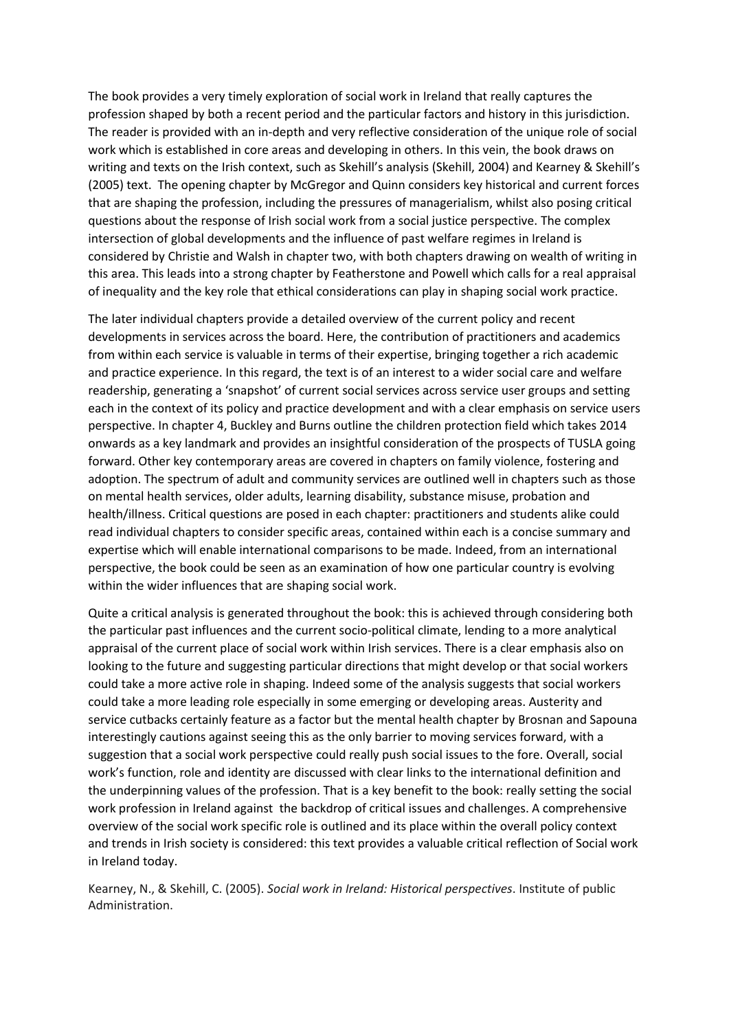The book provides a very timely exploration of social work in Ireland that really captures the profession shaped by both a recent period and the particular factors and history in this jurisdiction. The reader is provided with an in-depth and very reflective consideration of the unique role of social work which is established in core areas and developing in others. In this vein, the book draws on writing and texts on the Irish context, such as Skehill's analysis (Skehill, 2004) and Kearney & Skehill's (2005) text. The opening chapter by McGregor and Quinn considers key historical and current forces that are shaping the profession, including the pressures of managerialism, whilst also posing critical questions about the response of Irish social work from a social justice perspective. The complex intersection of global developments and the influence of past welfare regimes in Ireland is considered by Christie and Walsh in chapter two, with both chapters drawing on wealth of writing in this area. This leads into a strong chapter by Featherstone and Powell which calls for a real appraisal of inequality and the key role that ethical considerations can play in shaping social work practice.

The later individual chapters provide a detailed overview of the current policy and recent developments in services across the board. Here, the contribution of practitioners and academics from within each service is valuable in terms of their expertise, bringing together a rich academic and practice experience. In this regard, the text is of an interest to a wider social care and welfare readership, generating a 'snapshot' of current social services across service user groups and setting each in the context of its policy and practice development and with a clear emphasis on service users perspective. In chapter 4, Buckley and Burns outline the children protection field which takes 2014 onwards as a key landmark and provides an insightful consideration of the prospects of TUSLA going forward. Other key contemporary areas are covered in chapters on family violence, fostering and adoption. The spectrum of adult and community services are outlined well in chapters such as those on mental health services, older adults, learning disability, substance misuse, probation and health/illness. Critical questions are posed in each chapter: practitioners and students alike could read individual chapters to consider specific areas, contained within each is a concise summary and expertise which will enable international comparisons to be made. Indeed, from an international perspective, the book could be seen as an examination of how one particular country is evolving within the wider influences that are shaping social work.

Quite a critical analysis is generated throughout the book: this is achieved through considering both the particular past influences and the current socio-political climate, lending to a more analytical appraisal of the current place of social work within Irish services. There is a clear emphasis also on looking to the future and suggesting particular directions that might develop or that social workers could take a more active role in shaping. Indeed some of the analysis suggests that social workers could take a more leading role especially in some emerging or developing areas. Austerity and service cutbacks certainly feature as a factor but the mental health chapter by Brosnan and Sapouna interestingly cautions against seeing this as the only barrier to moving services forward, with a suggestion that a social work perspective could really push social issues to the fore. Overall, social work's function, role and identity are discussed with clear links to the international definition and the underpinning values of the profession. That is a key benefit to the book: really setting the social work profession in Ireland against the backdrop of critical issues and challenges. A comprehensive overview of the social work specific role is outlined and its place within the overall policy context and trends in Irish society is considered: this text provides a valuable critical reflection of Social work in Ireland today.

Kearney, N., & Skehill, C. (2005). *Social work in Ireland: Historical perspectives*. Institute of public Administration.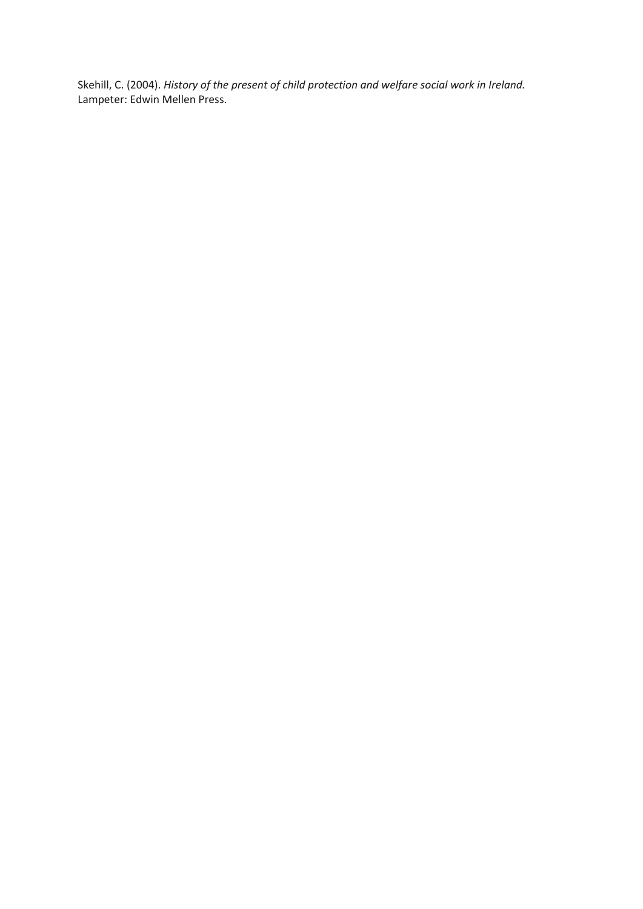Skehill, C. (2004). *History of the present of child protection and welfare social work in Ireland.* Lampeter: Edwin Mellen Press.